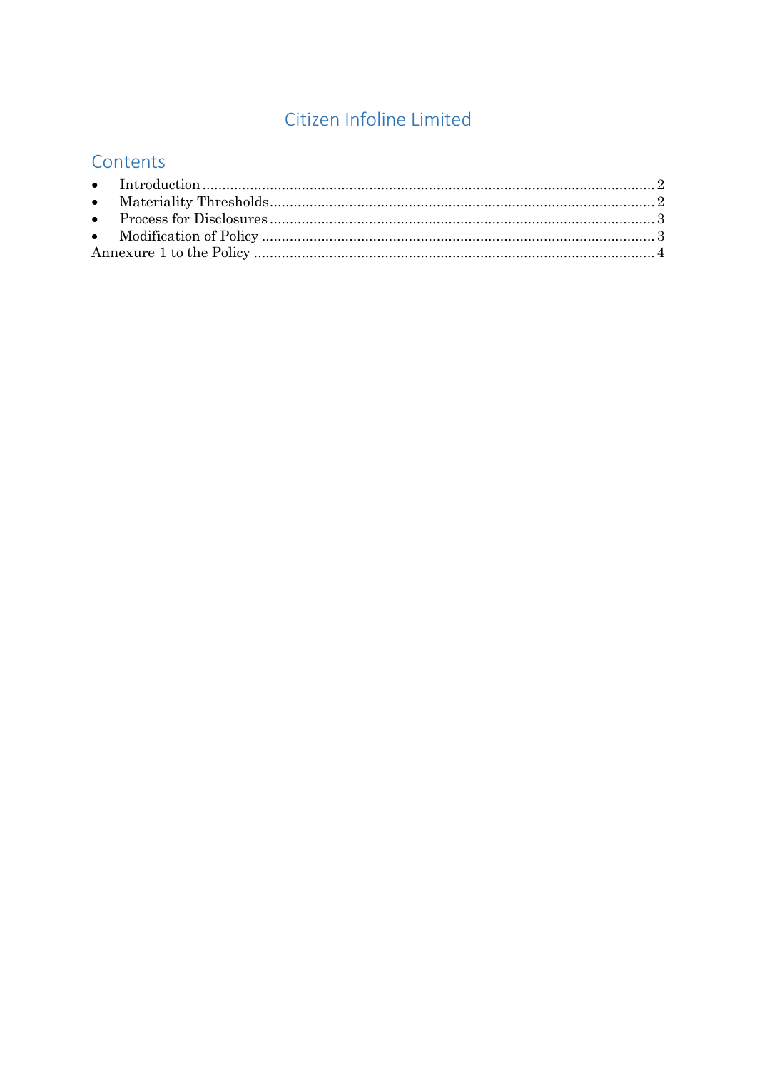# Citizen Infoline Limited

## Contents

- Introduction ........................................................................................................................ 2
- Materiality Thresholds ........................................................................................................ 2
- Process for Disclosures ........................................................................................................ 3
- Modification of Policy .......................................................................................................... 3

Annexure 1 to the Policy ........................................................................................................ 4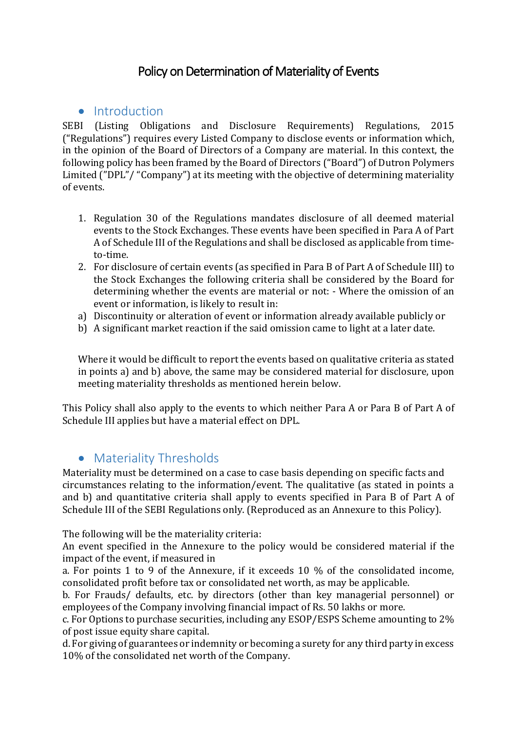# Policy on Determination of Materiality of Events

## Introduction

SEBI (Listing Obligations and Disclosure Requirements) Regulations, 2015 ("Regulations") requires every Listed Company to disclose events or information which, in the opinion of the Board of Directors of a Company are material. In this context, the following policy has been framed by the Board of Directors ("Board") of Dutron Polymers Limited ("DPL"/ "Company") at its meeting with the objective of determining materiality of events.

1. Regulation 30 of the Regulations mandates disclosure of all deemed material events to the Stock Exchanges. These events have been specified in Para A of Part A of Schedule III of the Regulations and shall be disclosed as applicable from time-to-time.
2. For disclosure of certain events (as specified in Para B of Part A of Schedule III) to the Stock Exchanges the following criteria shall be considered by the Board for determining whether the events are material or not: - Where the omission of an event or information, is likely to result in:

a) Discontinuity or alteration of event or information already available publicly or
b) A significant market reaction if the said omission came to light at a later date.

Where it would be difficult to report the events based on qualitative criteria as stated in points a) and b) above, the same may be considered material for disclosure, upon meeting materiality thresholds as mentioned herein below.

This Policy shall also apply to the events to which neither Para A or Para B of Part A of Schedule III applies but have a material effect on DPL.

## Materiality Thresholds

Materiality must be determined on a case to case basis depending on specific facts and circumstances relating to the information/event. The qualitative (as stated in points a and b) and quantitative criteria shall apply to events specified in Para B of Part A of Schedule III of the SEBI Regulations only. (Reproduced as an Annexure to this Policy).

The following will be the materiality criteria:
An event specified in the Annexure to the policy would be considered material if the impact of the event, if measured in

a. For points 1 to 9 of the Annexure, if it exceeds 10 % of the consolidated income, consolidated profit before tax or consolidated net worth, as may be applicable.

b. For Frauds/ defaults, etc. by directors (other than key managerial personnel) or employees of the Company involving financial impact of Rs. 50 lakhs or more.

c. For Options to purchase securities, including any ESOP/ESPS Scheme amounting to 2% of post issue equity share capital.

d. For giving of guarantees or indemnity or becoming a surety for any third party in excess 10% of the consolidated net worth of the Company.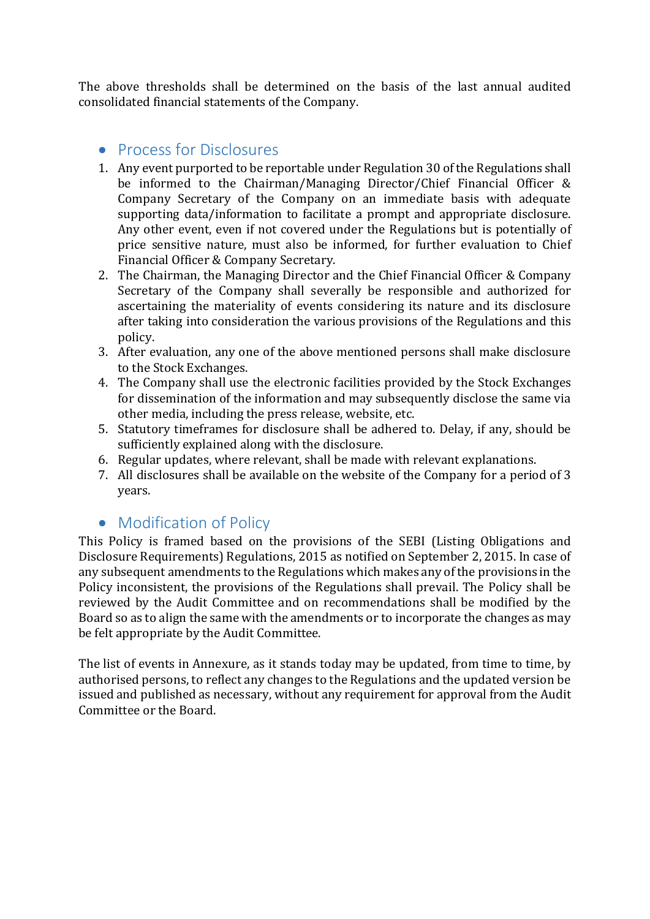The above thresholds shall be determined on the basis of the last annual audited consolidated financial statements of the Company.

## Process for Disclosures

1. Any event purported to be reportable under Regulation 30 of the Regulations shall be informed to the Chairman/Managing Director/Chief Financial Officer & Company Secretary of the Company on an immediate basis with adequate supporting data/information to facilitate a prompt and appropriate disclosure. Any other event, even if not covered under the Regulations but is potentially of price sensitive nature, must also be informed, for further evaluation to Chief Financial Officer & Company Secretary.
2. The Chairman, the Managing Director and the Chief Financial Officer & Company Secretary of the Company shall severally be responsible and authorized for ascertaining the materiality of events considering its nature and its disclosure after taking into consideration the various provisions of the Regulations and this policy.
3. After evaluation, any one of the above mentioned persons shall make disclosure to the Stock Exchanges.
4. The Company shall use the electronic facilities provided by the Stock Exchanges for dissemination of the information and may subsequently disclose the same via other media, including the press release, website, etc.
5. Statutory timeframes for disclosure shall be adhered to. Delay, if any, should be sufficiently explained along with the disclosure.
6. Regular updates, where relevant, shall be made with relevant explanations.
7. All disclosures shall be available on the website of the Company for a period of 3 years.

## Modification of Policy

This Policy is framed based on the provisions of the SEBI (Listing Obligations and Disclosure Requirements) Regulations, 2015 as notified on September 2, 2015. In case of any subsequent amendments to the Regulations which makes any of the provisions in the Policy inconsistent, the provisions of the Regulations shall prevail. The Policy shall be reviewed by the Audit Committee and on recommendations shall be modified by the Board so as to align the same with the amendments or to incorporate the changes as may be felt appropriate by the Audit Committee.

The list of events in Annexure, as it stands today may be updated, from time to time, by authorised persons, to reflect any changes to the Regulations and the updated version be issued and published as necessary, without any requirement for approval from the Audit Committee or the Board.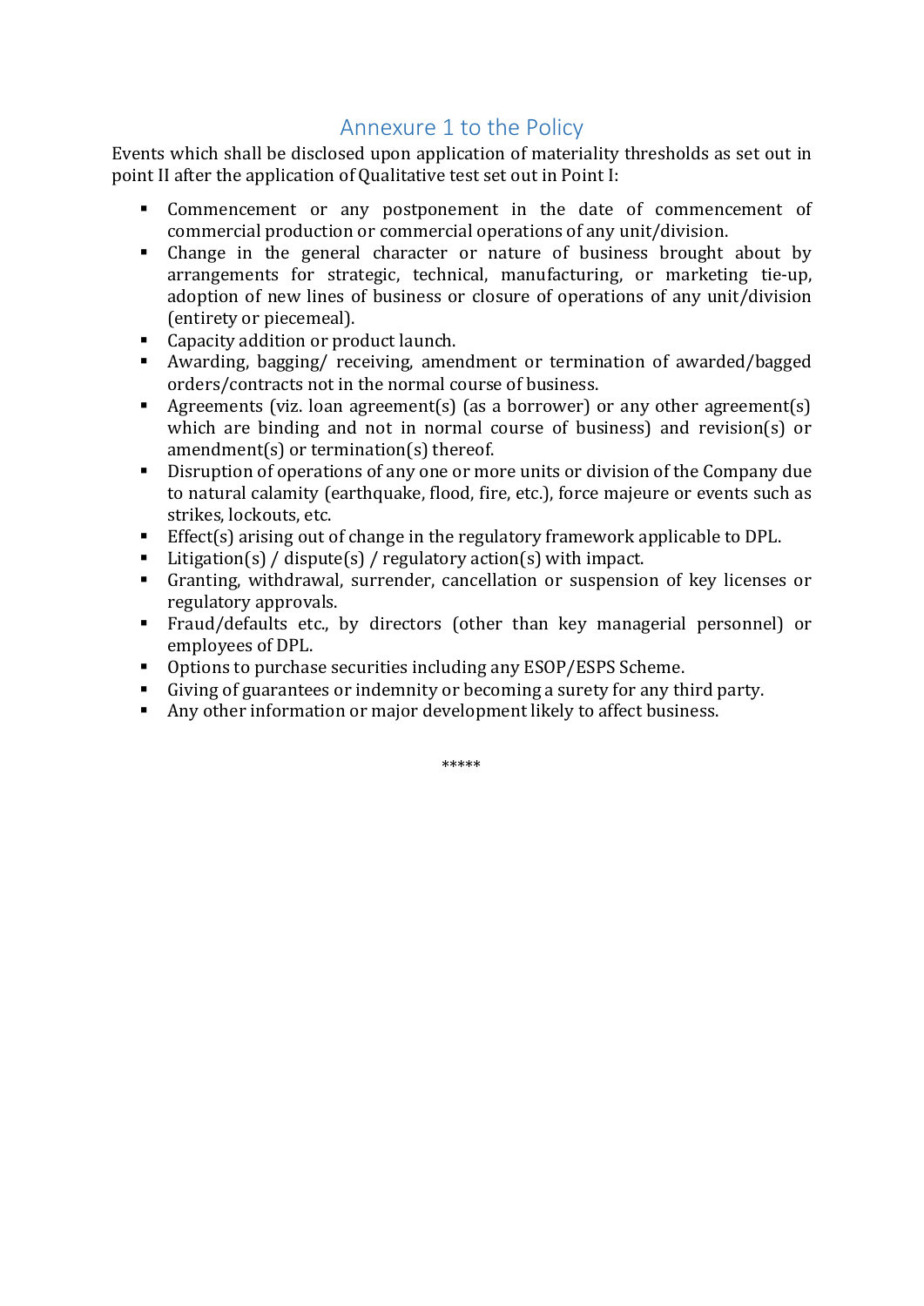## Annexure 1 to the Policy

Events which shall be disclosed upon application of materiality thresholds as set out in point II after the application of Qualitative test set out in Point I:

- Commencement or any postponement in the date of commencement of commercial production or commercial operations of any unit/division.
- Change in the general character or nature of business brought about by arrangements for strategic, technical, manufacturing, or marketing tie-up, adoption of new lines of business or closure of operations of any unit/division (entirety or piecemeal).
- Capacity addition or product launch.
- Awarding, bagging/ receiving, amendment or termination of awarded/bagged orders/contracts not in the normal course of business.
- Agreements (viz. loan agreement(s) (as a borrower) or any other agreement(s) which are binding and not in normal course of business) and revision(s) or amendment(s) or termination(s) thereof.
- Disruption of operations of any one or more units or division of the Company due to natural calamity (earthquake, flood, fire, etc.), force majeure or events such as strikes, lockouts, etc.
- Effect(s) arising out of change in the regulatory framework applicable to DPL.
- Litigation(s) / dispute(s) / regulatory action(s) with impact.
- Granting, withdrawal, surrender, cancellation or suspension of key licenses or regulatory approvals.
- Fraud/defaults etc., by directors (other than key managerial personnel) or employees of DPL.
- Options to purchase securities including any ESOP/ESPS Scheme.
- Giving of guarantees or indemnity or becoming a surety for any third party.
- Any other information or major development likely to affect business.

*****